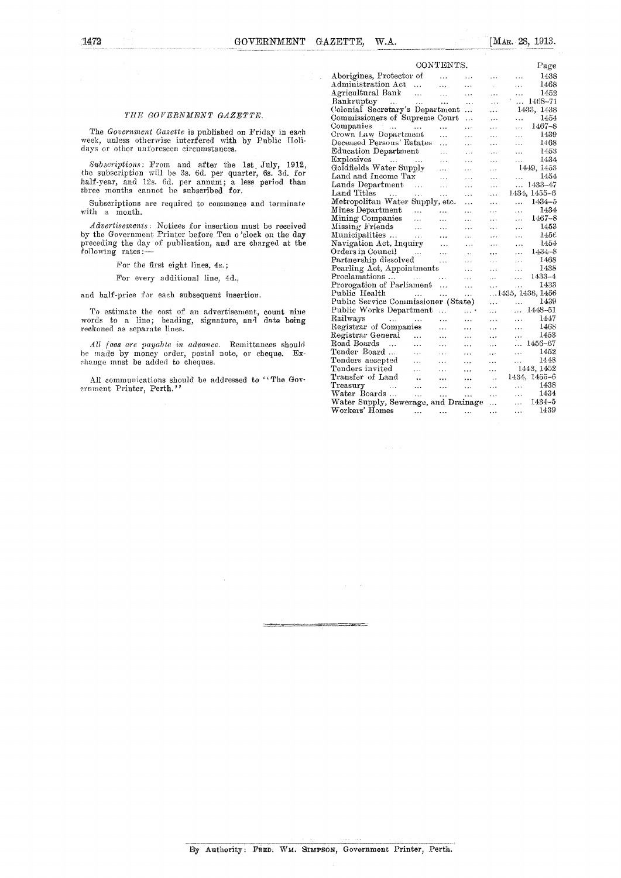## THE GOVERNMENT GAZETTE.

The *Government Gazette* is published on Friday in each week, unless otherwise interfered with by Public Holidays or other unforeseen circumstances.

*Subscriptions*: From and after the 1st July, 1912, the subscription will be 3s. 6d. per quarter, 6s. 3d. for half-year, and 12s. 6d. per annum; a less period than three months cannot be subscribed for.

Subscriptions are required to commence and terminate with a month.

*Advertisements*: Notices for insertion must be received by the Government Printer before Ten o'clock on the day preceding the day of publication, and are charged at the following rates:—

For the first eight lines, 4s.;

For every additional line, 4d.,

and half-price for each subsequent insertion.

To estimate the cost of an advertisement, count nine words to a line; heading, signature, and date being reckoned as separate lines.

*All fees are payable in advance.* Remittances should be made by money order, postal note, or cheque. Exchange must be added to cheques.

All communications should be addressed to "The Government Printer, Perth."

## CONTENTS.

| | Page |
|---|---|
| Aborigines, Protector of | 1438 |
| Administration Act | 1468 |
| Agricultural Bank | 1452 |
| Bankruptcy | 1468–71 |
| Colonial Secretary's Department | 1433, 1438 |
| Commissioners of Supreme Court | 1454 |
| Companies | 1467–8 |
| Crown Law Department | 1439 |
| Deceased Persons' Estates | 1468 |
| Education Department | 1453 |
| Explosives | 1434 |
| Goldfields Water Supply | 1449, 1453 |
| Land and Income Tax | 1454 |
| Lands Department | 1433–47 |
| Land Titles | 1434, 1455–6 |
| Metropolitan Water Supply, etc. | 1434–5 |
| Mines Department | 1434 |
| Mining Companies | 1467–8 |
| Missing Friends | 1453 |
| Municipalities | 1456 |
| Navigation Act, Inquiry | 1454 |
| Orders in Council | 1434–8 |
| Partnership dissolved | 1468 |
| Pearling Act, Appointments | 1438 |
| Proclamations | 1433–4 |
| Prorogation of Parliament | 1433 |
| Public Health | 1435, 1438, 1456 |
| Public Service Commissioner (State) | 1439 |
| Public Works Department | 1448–51 |
| Railways | 1447 |
| Registrar of Companies | 1468 |
| Registrar General | 1453 |
| Road Boards | 1456–67 |
| Tender Board | 1452 |
| Tenders accepted | 1448 |
| Tenders invited | 1448, 1452 |
| Transfer of Land | 1434, 1455–6 |
| Treasury | 1438 |
| Water Boards | 1434 |
| Water Supply, Sewerage, and Drainage | 1434–5 |
| Workers' Homes | 1439 |

By Authority: FRED. WM. SIMPSON, Government Printer, Perth.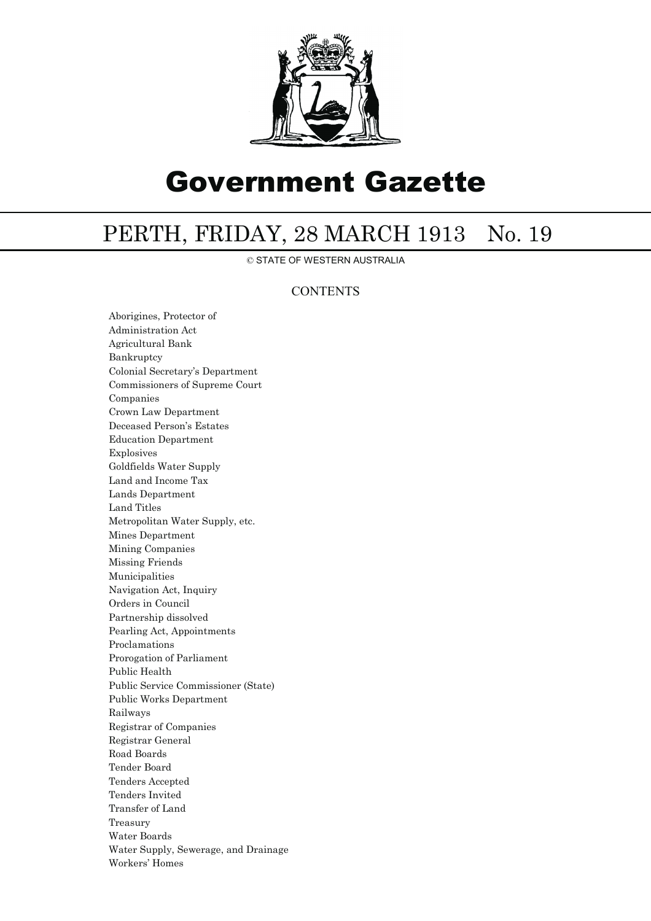# Government Gazette

## PERTH, FRIDAY, 28 MARCH 1913 No. 19

© STATE OF WESTERN AUSTRALIA

### CONTENTS

Aborigines, Protector of
Administration Act
Agricultural Bank
Bankruptcy
Colonial Secretary's Department
Commissioners of Supreme Court
Companies
Crown Law Department
Deceased Person's Estates
Education Department
Explosives
Goldfields Water Supply
Land and Income Tax
Lands Department
Land Titles
Metropolitan Water Supply, etc.
Mines Department
Mining Companies
Missing Friends
Municipalities
Navigation Act, Inquiry
Orders in Council
Partnership dissolved
Pearling Act, Appointments
Proclamations
Prorogation of Parliament
Public Health
Public Service Commissioner (State)
Public Works Department
Railways
Registrar of Companies
Registrar General
Road Boards
Tender Board
Tenders Accepted
Tenders Invited
Transfer of Land
Treasury
Water Boards
Water Supply, Sewerage, and Drainage
Workers' Homes